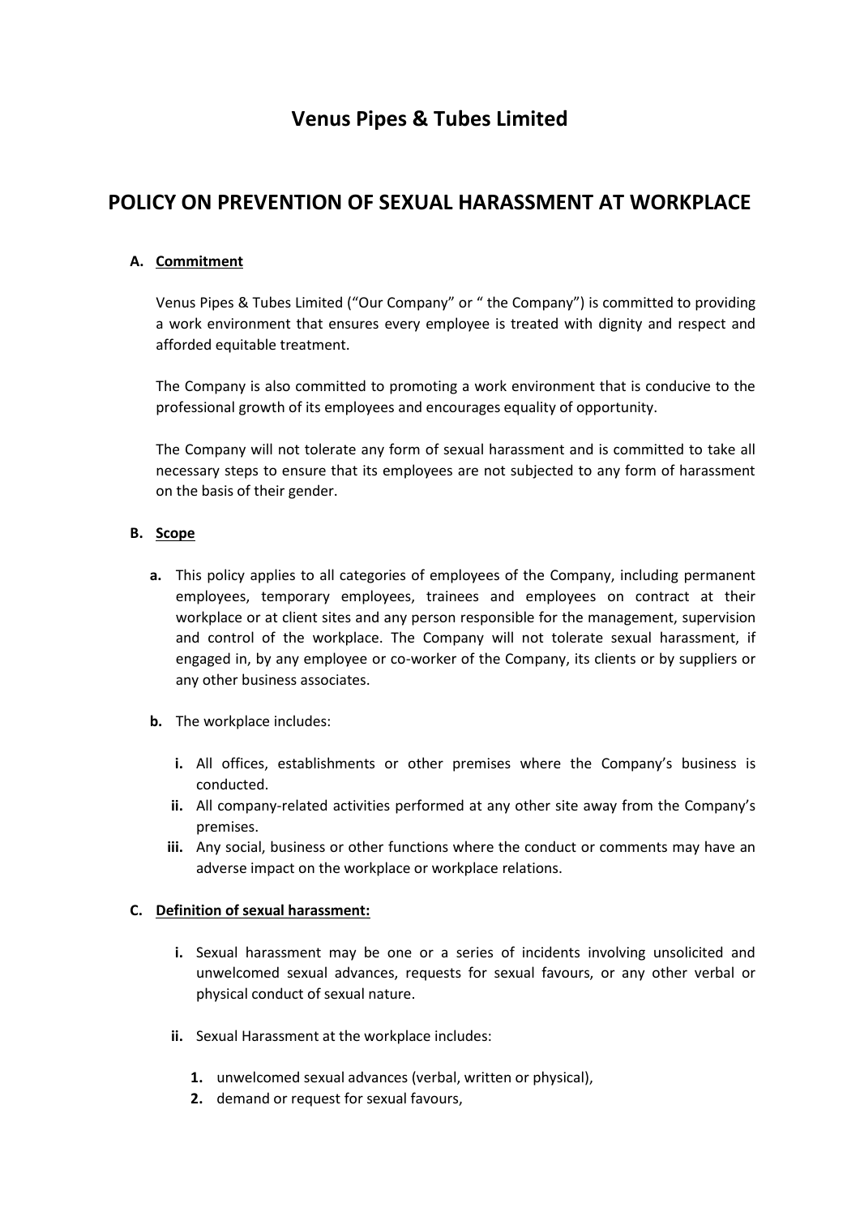# Venus Pipes & Tubes Limited

## POLICY ON PREVENTION OF SEXUAL HARASSMENT AT WORKPLACE

**A. Commitment**

Venus Pipes & Tubes Limited ("Our Company" or " the Company") is committed to providing a work environment that ensures every employee is treated with dignity and respect and afforded equitable treatment.

The Company is also committed to promoting a work environment that is conducive to the professional growth of its employees and encourages equality of opportunity.

The Company will not tolerate any form of sexual harassment and is committed to take all necessary steps to ensure that its employees are not subjected to any form of harassment on the basis of their gender.

**B. Scope**

**a.** This policy applies to all categories of employees of the Company, including permanent employees, temporary employees, trainees and employees on contract at their workplace or at client sites and any person responsible for the management, supervision and control of the workplace. The Company will not tolerate sexual harassment, if engaged in, by any employee or co-worker of the Company, its clients or by suppliers or any other business associates.

**b.** The workplace includes:

- **i.** All offices, establishments or other premises where the Company's business is conducted.
- **ii.** All company-related activities performed at any other site away from the Company's premises.
- **iii.** Any social, business or other functions where the conduct or comments may have an adverse impact on the workplace or workplace relations.

**C. Definition of sexual harassment:**

**i.** Sexual harassment may be one or a series of incidents involving unsolicited and unwelcomed sexual advances, requests for sexual favours, or any other verbal or physical conduct of sexual nature.

**ii.** Sexual Harassment at the workplace includes:

1. unwelcomed sexual advances (verbal, written or physical),
2. demand or request for sexual favours,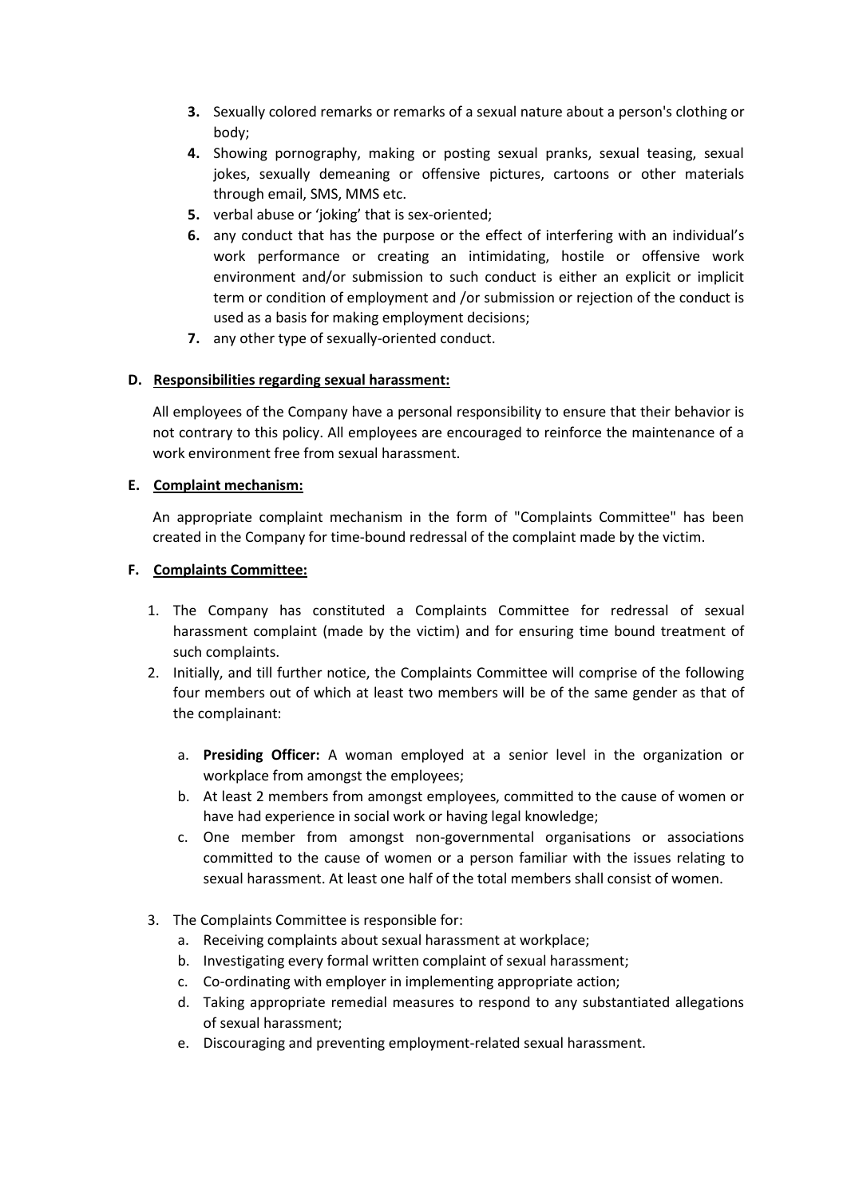3. Sexually colored remarks or remarks of a sexual nature about a person's clothing or body;
4. Showing pornography, making or posting sexual pranks, sexual teasing, sexual jokes, sexually demeaning or offensive pictures, cartoons or other materials through email, SMS, MMS etc.
5. verbal abuse or 'joking' that is sex-oriented;
6. any conduct that has the purpose or the effect of interfering with an individual's work performance or creating an intimidating, hostile or offensive work environment and/or submission to such conduct is either an explicit or implicit term or condition of employment and /or submission or rejection of the conduct is used as a basis for making employment decisions;
7. any other type of sexually-oriented conduct.

**D. Responsibilities regarding sexual harassment:**

All employees of the Company have a personal responsibility to ensure that their behavior is not contrary to this policy. All employees are encouraged to reinforce the maintenance of a work environment free from sexual harassment.

**E. Complaint mechanism:**

An appropriate complaint mechanism in the form of "Complaints Committee" has been created in the Company for time-bound redressal of the complaint made by the victim.

**F. Complaints Committee:**

1. The Company has constituted a Complaints Committee for redressal of sexual harassment complaint (made by the victim) and for ensuring time bound treatment of such complaints.
2. Initially, and till further notice, the Complaints Committee will comprise of the following four members out of which at least two members will be of the same gender as that of the complainant:

   a. **Presiding Officer:** A woman employed at a senior level in the organization or workplace from amongst the employees;
   b. At least 2 members from amongst employees, committed to the cause of women or have had experience in social work or having legal knowledge;
   c. One member from amongst non-governmental organisations or associations committed to the cause of women or a person familiar with the issues relating to sexual harassment. At least one half of the total members shall consist of women.

3. The Complaints Committee is responsible for:
   a. Receiving complaints about sexual harassment at workplace;
   b. Investigating every formal written complaint of sexual harassment;
   c. Co-ordinating with employer in implementing appropriate action;
   d. Taking appropriate remedial measures to respond to any substantiated allegations of sexual harassment;
   e. Discouraging and preventing employment-related sexual harassment.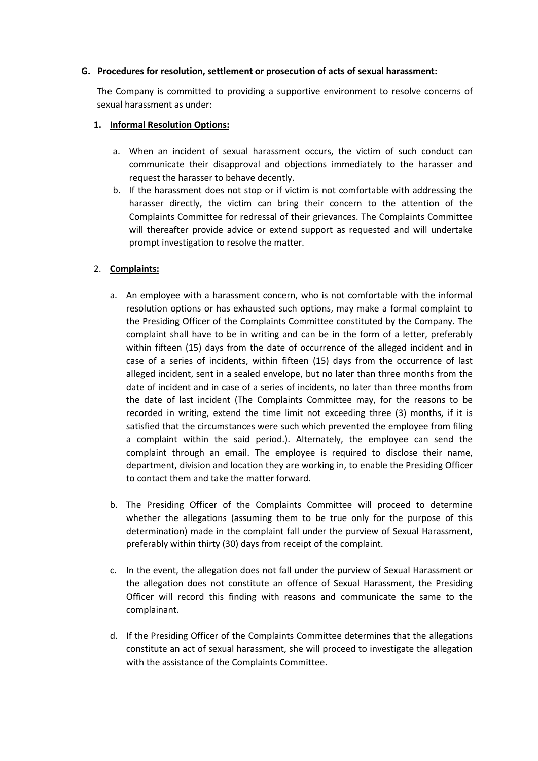**G. Procedures for resolution, settlement or prosecution of acts of sexual harassment:**

The Company is committed to providing a supportive environment to resolve concerns of sexual harassment as under:

1. **Informal Resolution Options:**

   a. When an incident of sexual harassment occurs, the victim of such conduct can communicate their disapproval and objections immediately to the harasser and request the harasser to behave decently.

   b. If the harassment does not stop or if victim is not comfortable with addressing the harasser directly, the victim can bring their concern to the attention of the Complaints Committee for redressal of their grievances. The Complaints Committee will thereafter provide advice or extend support as requested and will undertake prompt investigation to resolve the matter.

2. **Complaints:**

   a. An employee with a harassment concern, who is not comfortable with the informal resolution options or has exhausted such options, may make a formal complaint to the Presiding Officer of the Complaints Committee constituted by the Company. The complaint shall have to be in writing and can be in the form of a letter, preferably within fifteen (15) days from the date of occurrence of the alleged incident and in case of a series of incidents, within fifteen (15) days from the occurrence of last alleged incident, sent in a sealed envelope, but no later than three months from the date of incident and in case of a series of incidents, no later than three months from the date of last incident (The Complaints Committee may, for the reasons to be recorded in writing, extend the time limit not exceeding three (3) months, if it is satisfied that the circumstances were such which prevented the employee from filing a complaint within the said period.). Alternately, the employee can send the complaint through an email. The employee is required to disclose their name, department, division and location they are working in, to enable the Presiding Officer to contact them and take the matter forward.

   b. The Presiding Officer of the Complaints Committee will proceed to determine whether the allegations (assuming them to be true only for the purpose of this determination) made in the complaint fall under the purview of Sexual Harassment, preferably within thirty (30) days from receipt of the complaint.

   c. In the event, the allegation does not fall under the purview of Sexual Harassment or the allegation does not constitute an offence of Sexual Harassment, the Presiding Officer will record this finding with reasons and communicate the same to the complainant.

   d. If the Presiding Officer of the Complaints Committee determines that the allegations constitute an act of sexual harassment, she will proceed to investigate the allegation with the assistance of the Complaints Committee.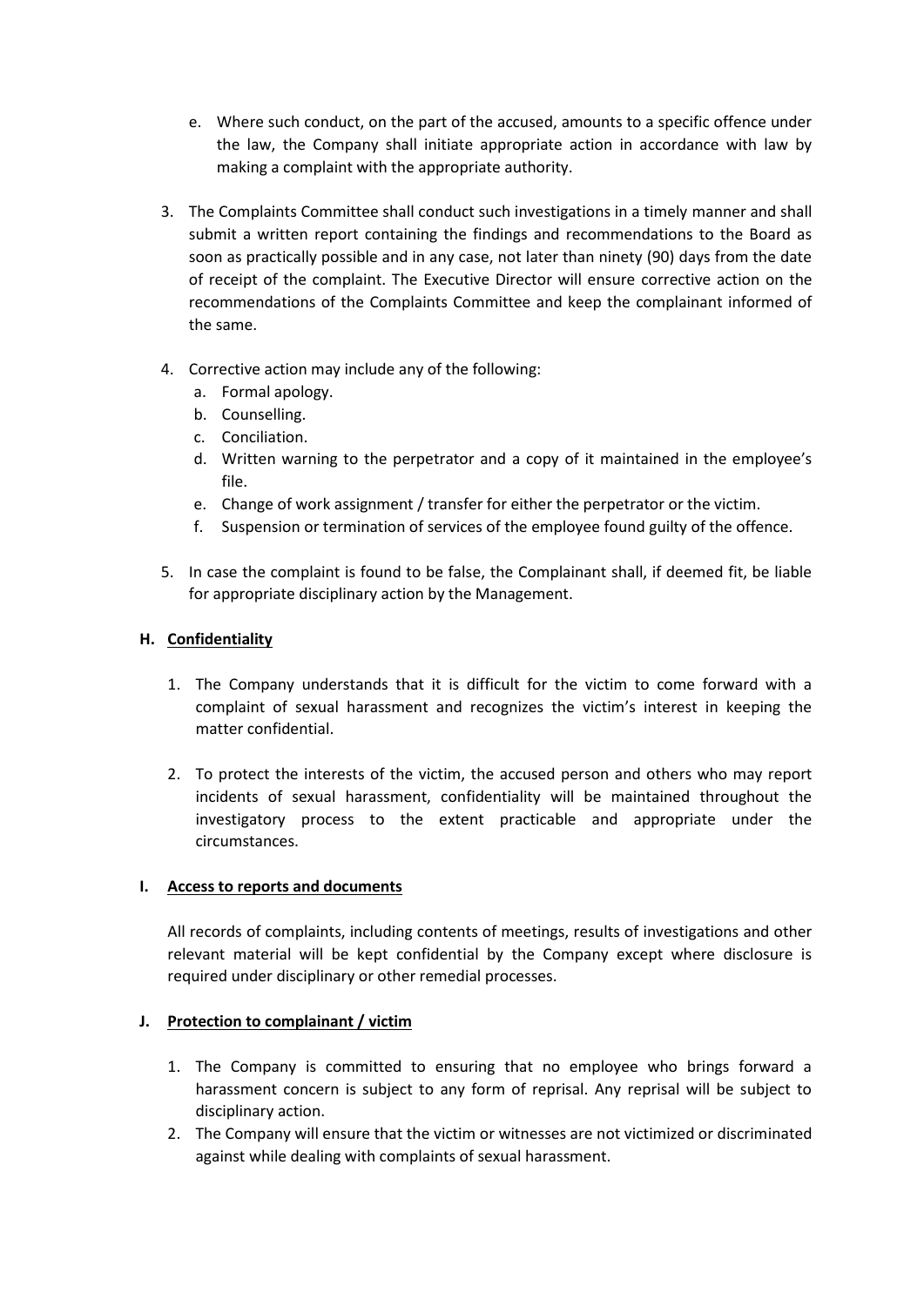e. Where such conduct, on the part of the accused, amounts to a specific offence under the law, the Company shall initiate appropriate action in accordance with law by making a complaint with the appropriate authority.

3. The Complaints Committee shall conduct such investigations in a timely manner and shall submit a written report containing the findings and recommendations to the Board as soon as practically possible and in any case, not later than ninety (90) days from the date of receipt of the complaint. The Executive Director will ensure corrective action on the recommendations of the Complaints Committee and keep the complainant informed of the same.

4. Corrective action may include any of the following:
   a. Formal apology.
   b. Counselling.
   c. Conciliation.
   d. Written warning to the perpetrator and a copy of it maintained in the employee's file.
   e. Change of work assignment / transfer for either the perpetrator or the victim.
   f. Suspension or termination of services of the employee found guilty of the offence.

5. In case the complaint is found to be false, the Complainant shall, if deemed fit, be liable for appropriate disciplinary action by the Management.

### H. Confidentiality

1. The Company understands that it is difficult for the victim to come forward with a complaint of sexual harassment and recognizes the victim's interest in keeping the matter confidential.

2. To protect the interests of the victim, the accused person and others who may report incidents of sexual harassment, confidentiality will be maintained throughout the investigatory process to the extent practicable and appropriate under the circumstances.

### I. Access to reports and documents

All records of complaints, including contents of meetings, results of investigations and other relevant material will be kept confidential by the Company except where disclosure is required under disciplinary or other remedial processes.

### J. Protection to complainant / victim

1. The Company is committed to ensuring that no employee who brings forward a harassment concern is subject to any form of reprisal. Any reprisal will be subject to disciplinary action.
2. The Company will ensure that the victim or witnesses are not victimized or discriminated against while dealing with complaints of sexual harassment.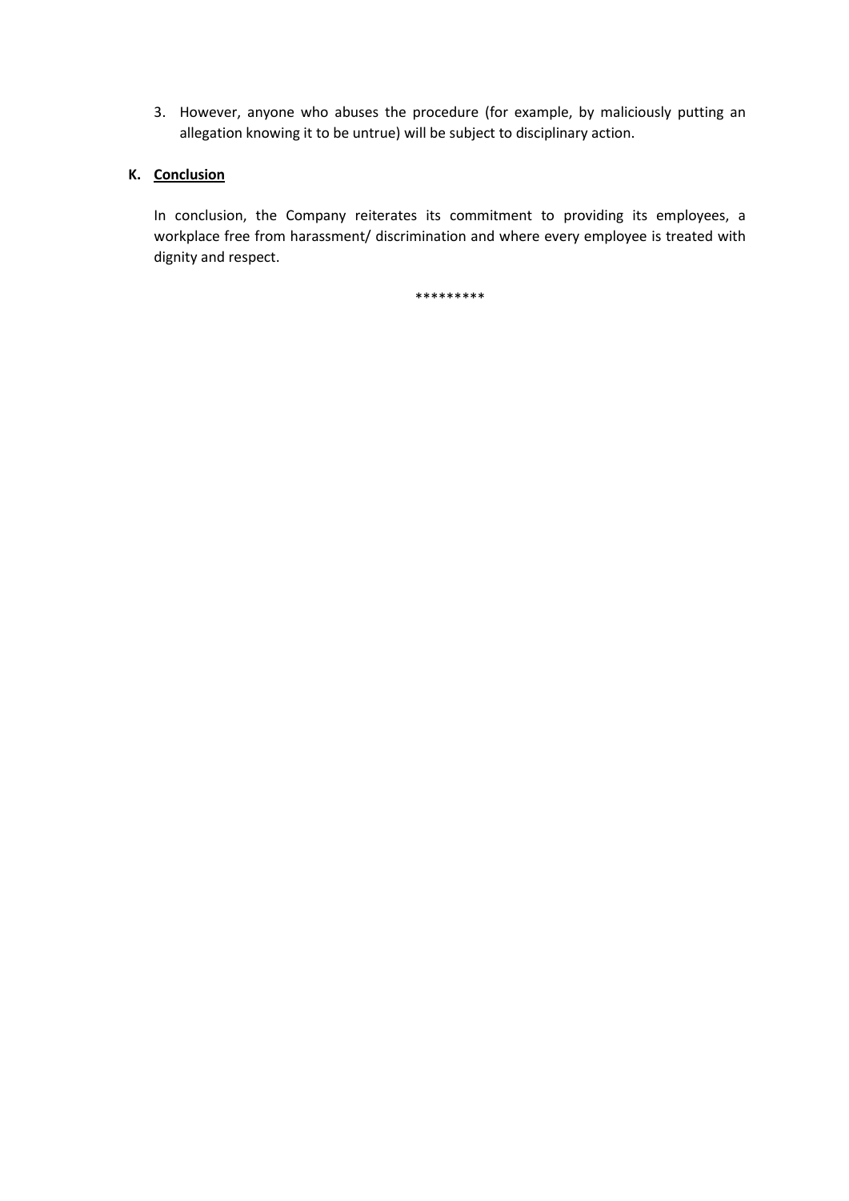3. However, anyone who abuses the procedure (for example, by maliciously putting an allegation knowing it to be untrue) will be subject to disciplinary action.

## K. <u>Conclusion</u>

In conclusion, the Company reiterates its commitment to providing its employees, a workplace free from harassment/ discrimination and where every employee is treated with dignity and respect.

*********